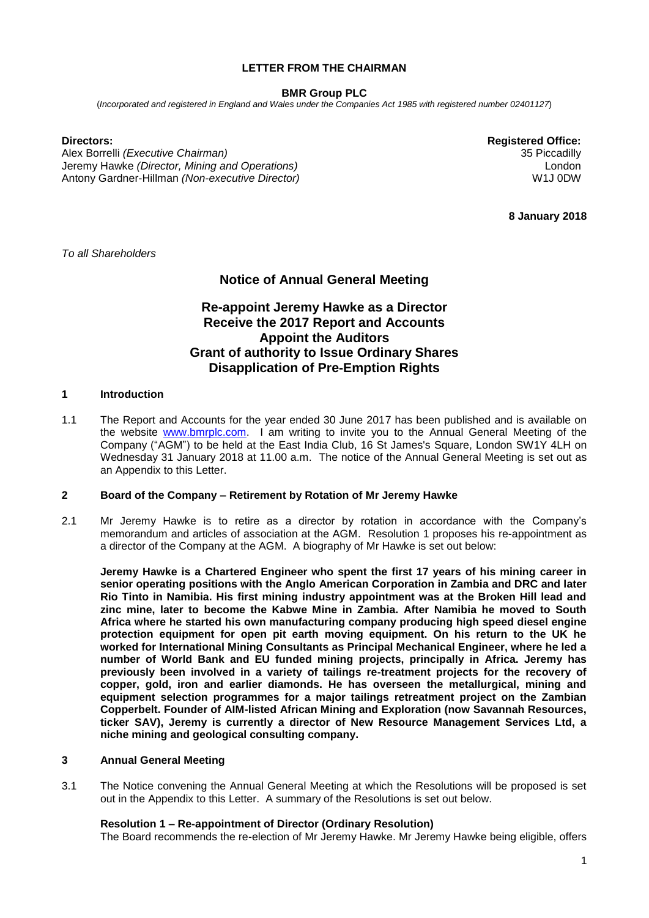# LETTER FROM THE CHAIRMAN

**BMR Group PLC**

(*Incorporated and registered in England and Wales under the Companies Act 1985 with registered number 02401127*)

**Directors:**
Alex Borrelli *(Executive Chairman)*
Jeremy Hawke *(Director, Mining and Operations)*
Antony Gardner-Hillman *(Non-executive Director)*

**Registered Office:**
35 Piccadilly
London
W1J 0DW

**8 January 2018**

*To all Shareholders*

## Notice of Annual General Meeting

## Re-appoint Jeremy Hawke as a Director
## Receive the 2017 Report and Accounts
## Appoint the Auditors
## Grant of authority to Issue Ordinary Shares
## Disapplication of Pre-Emption Rights

### 1 Introduction

1.1 The Report and Accounts for the year ended 30 June 2017 has been published and is available on the website www.bmrplc.com. I am writing to invite you to the Annual General Meeting of the Company ("AGM") to be held at the East India Club, 16 St James's Square, London SW1Y 4LH on Wednesday 31 January 2018 at 11.00 a.m. The notice of the Annual General Meeting is set out as an Appendix to this Letter.

### 2 Board of the Company – Retirement by Rotation of Mr Jeremy Hawke

2.1 Mr Jeremy Hawke is to retire as a director by rotation in accordance with the Company's memorandum and articles of association at the AGM. Resolution 1 proposes his re-appointment as a director of the Company at the AGM. A biography of Mr Hawke is set out below:

**Jeremy Hawke is a Chartered Engineer who spent the first 17 years of his mining career in senior operating positions with the Anglo American Corporation in Zambia and DRC and later Rio Tinto in Namibia. His first mining industry appointment was at the Broken Hill lead and zinc mine, later to become the Kabwe Mine in Zambia. After Namibia he moved to South Africa where he started his own manufacturing company producing high speed diesel engine protection equipment for open pit earth moving equipment. On his return to the UK he worked for International Mining Consultants as Principal Mechanical Engineer, where he led a number of World Bank and EU funded mining projects, principally in Africa. Jeremy has previously been involved in a variety of tailings re-treatment projects for the recovery of copper, gold, iron and earlier diamonds. He has overseen the metallurgical, mining and equipment selection programmes for a major tailings retreatment project on the Zambian Copperbelt. Founder of AIM-listed African Mining and Exploration (now Savannah Resources, ticker SAV), Jeremy is currently a director of New Resource Management Services Ltd, a niche mining and geological consulting company.**

### 3 Annual General Meeting

3.1 The Notice convening the Annual General Meeting at which the Resolutions will be proposed is set out in the Appendix to this Letter. A summary of the Resolutions is set out below.

**Resolution 1 – Re-appointment of Director (Ordinary Resolution)**
The Board recommends the re-election of Mr Jeremy Hawke. Mr Jeremy Hawke being eligible, offers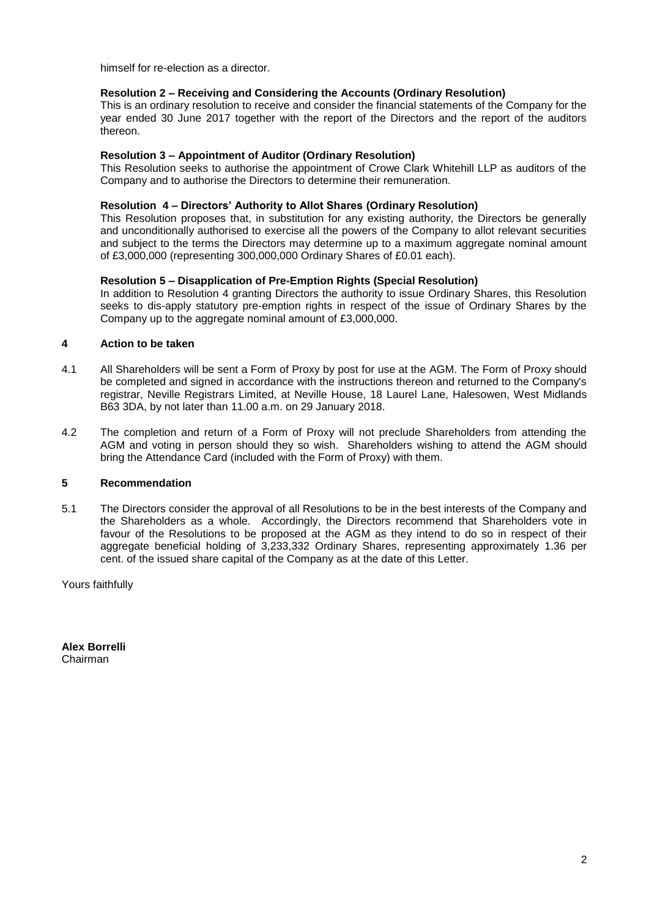himself for re-election as a director.

**Resolution 2 – Receiving and Considering the Accounts (Ordinary Resolution)**

This is an ordinary resolution to receive and consider the financial statements of the Company for the year ended 30 June 2017 together with the report of the Directors and the report of the auditors thereon.

**Resolution 3 – Appointment of Auditor (Ordinary Resolution)**

This Resolution seeks to authorise the appointment of Crowe Clark Whitehill LLP as auditors of the Company and to authorise the Directors to determine their remuneration.

**Resolution 4 – Directors' Authority to Allot Shares (Ordinary Resolution)**

This Resolution proposes that, in substitution for any existing authority, the Directors be generally and unconditionally authorised to exercise all the powers of the Company to allot relevant securities and subject to the terms the Directors may determine up to a maximum aggregate nominal amount of £3,000,000 (representing 300,000,000 Ordinary Shares of £0.01 each).

**Resolution 5 – Disapplication of Pre-Emption Rights (Special Resolution)**

In addition to Resolution 4 granting Directors the authority to issue Ordinary Shares, this Resolution seeks to dis-apply statutory pre-emption rights in respect of the issue of Ordinary Shares by the Company up to the aggregate nominal amount of £3,000,000.

## 4 Action to be taken

4.1 All Shareholders will be sent a Form of Proxy by post for use at the AGM. The Form of Proxy should be completed and signed in accordance with the instructions thereon and returned to the Company's registrar, Neville Registrars Limited, at Neville House, 18 Laurel Lane, Halesowen, West Midlands B63 3DA, by not later than 11.00 a.m. on 29 January 2018.

4.2 The completion and return of a Form of Proxy will not preclude Shareholders from attending the AGM and voting in person should they so wish. Shareholders wishing to attend the AGM should bring the Attendance Card (included with the Form of Proxy) with them.

## 5 Recommendation

5.1 The Directors consider the approval of all Resolutions to be in the best interests of the Company and the Shareholders as a whole. Accordingly, the Directors recommend that Shareholders vote in favour of the Resolutions to be proposed at the AGM as they intend to do so in respect of their aggregate beneficial holding of 3,233,332 Ordinary Shares, representing approximately 1.36 per cent. of the issued share capital of the Company as at the date of this Letter.

Yours faithfully

**Alex Borrelli**
Chairman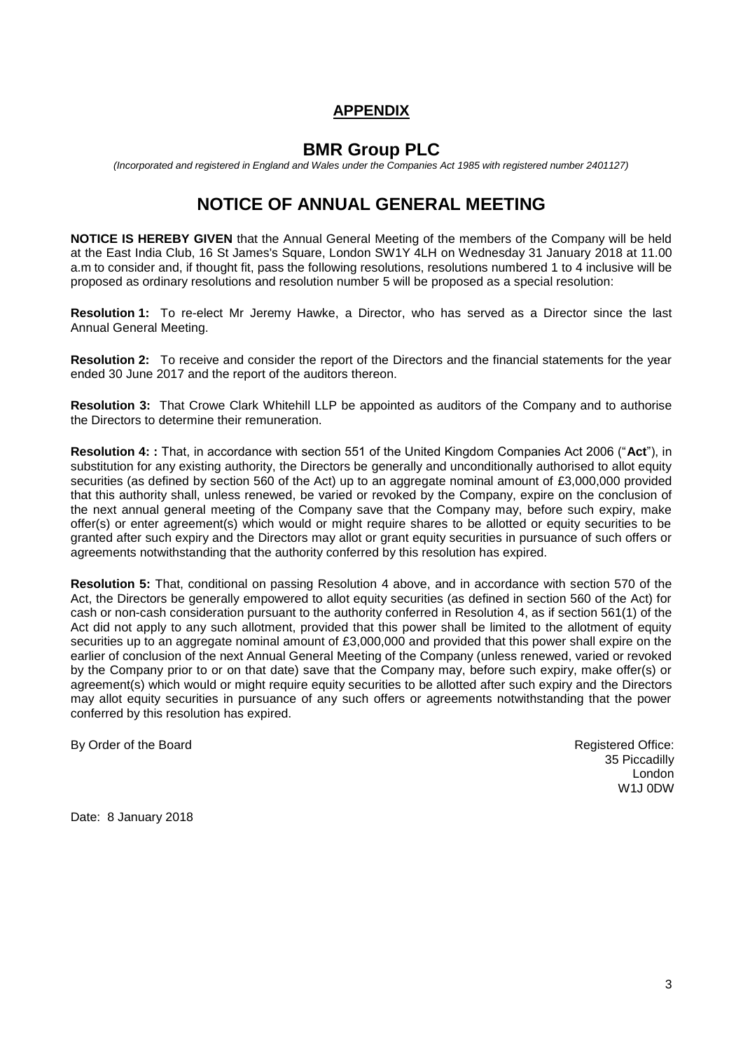## APPENDIX

# BMR Group PLC

*(Incorporated and registered in England and Wales under the Companies Act 1985 with registered number 2401127)*

# NOTICE OF ANNUAL GENERAL MEETING

**NOTICE IS HEREBY GIVEN** that the Annual General Meeting of the members of the Company will be held at the East India Club, 16 St James's Square, London SW1Y 4LH on Wednesday 31 January 2018 at 11.00 a.m to consider and, if thought fit, pass the following resolutions, resolutions numbered 1 to 4 inclusive will be proposed as ordinary resolutions and resolution number 5 will be proposed as a special resolution:

**Resolution 1:** To re-elect Mr Jeremy Hawke, a Director, who has served as a Director since the last Annual General Meeting.

**Resolution 2:** To receive and consider the report of the Directors and the financial statements for the year ended 30 June 2017 and the report of the auditors thereon.

**Resolution 3:** That Crowe Clark Whitehill LLP be appointed as auditors of the Company and to authorise the Directors to determine their remuneration.

**Resolution 4: :** That, in accordance with section 551 of the United Kingdom Companies Act 2006 ("**Act**"), in substitution for any existing authority, the Directors be generally and unconditionally authorised to allot equity securities (as defined by section 560 of the Act) up to an aggregate nominal amount of £3,000,000 provided that this authority shall, unless renewed, be varied or revoked by the Company, expire on the conclusion of the next annual general meeting of the Company save that the Company may, before such expiry, make offer(s) or enter agreement(s) which would or might require shares to be allotted or equity securities to be granted after such expiry and the Directors may allot or grant equity securities in pursuance of such offers or agreements notwithstanding that the authority conferred by this resolution has expired.

**Resolution 5:** That, conditional on passing Resolution 4 above, and in accordance with section 570 of the Act, the Directors be generally empowered to allot equity securities (as defined in section 560 of the Act) for cash or non-cash consideration pursuant to the authority conferred in Resolution 4, as if section 561(1) of the Act did not apply to any such allotment, provided that this power shall be limited to the allotment of equity securities up to an aggregate nominal amount of £3,000,000 and provided that this power shall expire on the earlier of conclusion of the next Annual General Meeting of the Company (unless renewed, varied or revoked by the Company prior to or on that date) save that the Company may, before such expiry, make offer(s) or agreement(s) which would or might require equity securities to be allotted after such expiry and the Directors may allot equity securities in pursuance of any such offers or agreements notwithstanding that the power conferred by this resolution has expired.

By Order of the Board

Registered Office:
35 Piccadilly
London
W1J 0DW

Date: 8 January 2018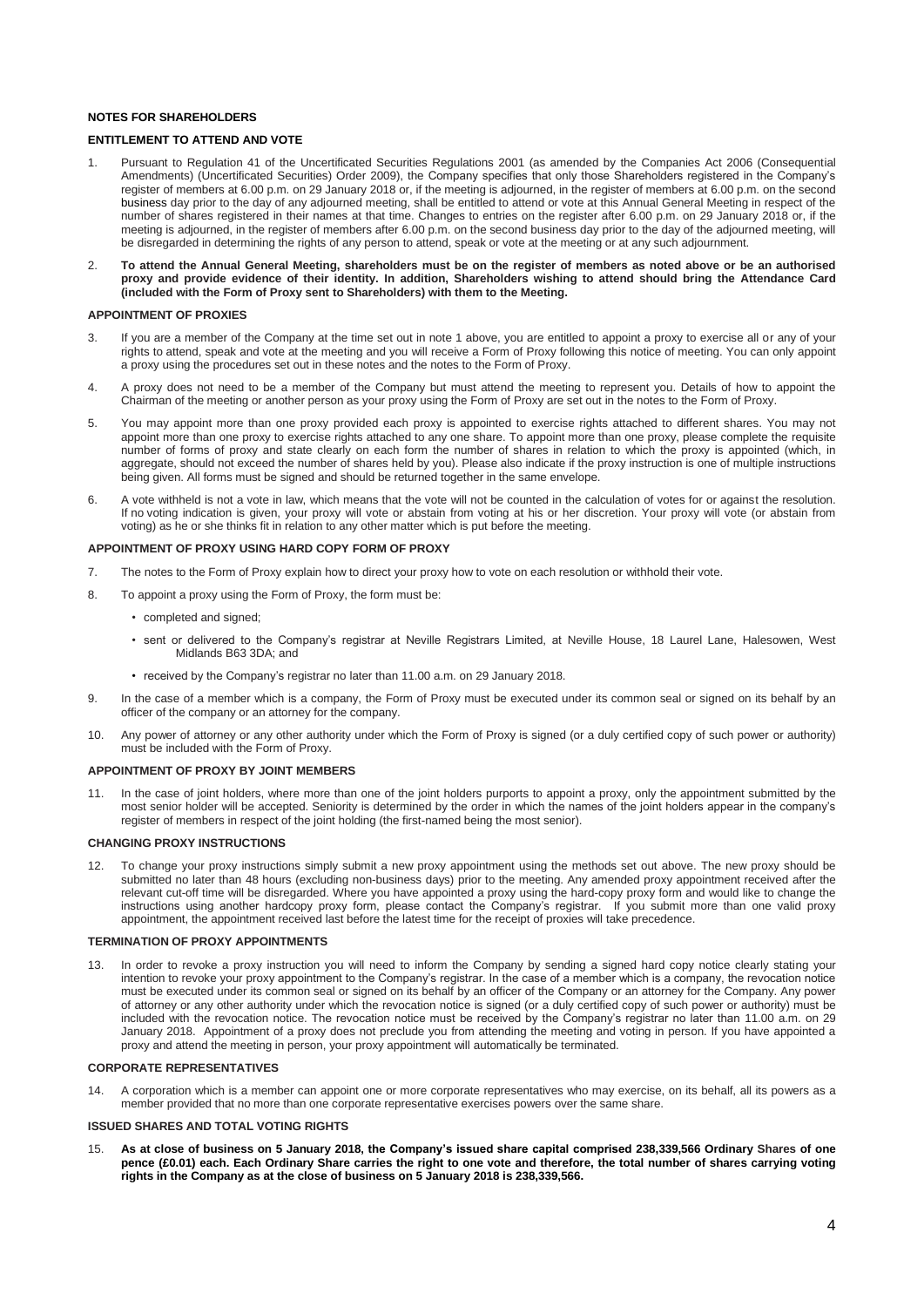## NOTES FOR SHAREHOLDERS

### ENTITLEMENT TO ATTEND AND VOTE

1. Pursuant to Regulation 41 of the Uncertificated Securities Regulations 2001 (as amended by the Companies Act 2006 (Consequential Amendments) (Uncertificated Securities) Order 2009), the Company specifies that only those Shareholders registered in the Company's register of members at 6.00 p.m. on 29 January 2018 or, if the meeting is adjourned, in the register of members at 6.00 p.m. on the second business day prior to the day of any adjourned meeting, shall be entitled to attend or vote at this Annual General Meeting in respect of the number of shares registered in their names at that time. Changes to entries on the register after 6.00 p.m. on 29 January 2018 or, if the meeting is adjourned, in the register of members after 6.00 p.m. on the second business day prior to the day of the adjourned meeting, will be disregarded in determining the rights of any person to attend, speak or vote at the meeting or at any such adjournment.

2. **To attend the Annual General Meeting, shareholders must be on the register of members as noted above or be an authorised proxy and provide evidence of their identity. In addition, Shareholders wishing to attend should bring the Attendance Card (included with the Form of Proxy sent to Shareholders) with them to the Meeting.**

### APPOINTMENT OF PROXIES

3. If you are a member of the Company at the time set out in note 1 above, you are entitled to appoint a proxy to exercise all or any of your rights to attend, speak and vote at the meeting and you will receive a Form of Proxy following this notice of meeting. You can only appoint a proxy using the procedures set out in these notes and the notes to the Form of Proxy.

4. A proxy does not need to be a member of the Company but must attend the meeting to represent you. Details of how to appoint the Chairman of the meeting or another person as your proxy using the Form of Proxy are set out in the notes to the Form of Proxy.

5. You may appoint more than one proxy provided each proxy is appointed to exercise rights attached to different shares. You may not appoint more than one proxy to exercise rights attached to any one share. To appoint more than one proxy, please complete the requisite number of forms of proxy and state clearly on each form the number of shares in relation to which the proxy is appointed (which, in aggregate, should not exceed the number of shares held by you). Please also indicate if the proxy instruction is one of multiple instructions being given. All forms must be signed and should be returned together in the same envelope.

6. A vote withheld is not a vote in law, which means that the vote will not be counted in the calculation of votes for or against the resolution. If no voting indication is given, your proxy will vote or abstain from voting at his or her discretion. Your proxy will vote (or abstain from voting) as he or she thinks fit in relation to any other matter which is put before the meeting.

### APPOINTMENT OF PROXY USING HARD COPY FORM OF PROXY

7. The notes to the Form of Proxy explain how to direct your proxy how to vote on each resolution or withhold their vote.

8. To appoint a proxy using the Form of Proxy, the form must be:

   - completed and signed;
   - sent or delivered to the Company's registrar at Neville Registrars Limited, at Neville House, 18 Laurel Lane, Halesowen, West Midlands B63 3DA; and
   - received by the Company's registrar no later than 11.00 a.m. on 29 January 2018.

9. In the case of a member which is a company, the Form of Proxy must be executed under its common seal or signed on its behalf by an officer of the company or an attorney for the company.

10. Any power of attorney or any other authority under which the Form of Proxy is signed (or a duly certified copy of such power or authority) must be included with the Form of Proxy.

### APPOINTMENT OF PROXY BY JOINT MEMBERS

11. In the case of joint holders, where more than one of the joint holders purports to appoint a proxy, only the appointment submitted by the most senior holder will be accepted. Seniority is determined by the order in which the names of the joint holders appear in the company's register of members in respect of the joint holding (the first-named being the most senior).

### CHANGING PROXY INSTRUCTIONS

12. To change your proxy instructions simply submit a new proxy appointment using the methods set out above. The new proxy should be submitted no later than 48 hours (excluding non-business days) prior to the meeting. Any amended proxy appointment received after the relevant cut-off time will be disregarded. Where you have appointed a proxy using the hard-copy proxy form and would like to change the instructions using another hardcopy proxy form, please contact the Company's registrar. If you submit more than one valid proxy appointment, the appointment received last before the latest time for the receipt of proxies will take precedence.

### TERMINATION OF PROXY APPOINTMENTS

13. In order to revoke a proxy instruction you will need to inform the Company by sending a signed hard copy notice clearly stating your intention to revoke your proxy appointment to the Company's registrar. In the case of a member which is a company, the revocation notice must be executed under its common seal or signed on its behalf by an officer of the Company or an attorney for the Company. Any power of attorney or any other authority under which the revocation notice is signed (or a duly certified copy of such power or authority) must be included with the revocation notice. The revocation notice must be received by the Company's registrar no later than 11.00 a.m. on 29 January 2018. Appointment of a proxy does not preclude you from attending the meeting and voting in person. If you have appointed a proxy and attend the meeting in person, your proxy appointment will automatically be terminated.

### CORPORATE REPRESENTATIVES

14. A corporation which is a member can appoint one or more corporate representatives who may exercise, on its behalf, all its powers as a member provided that no more than one corporate representative exercises powers over the same share.

### ISSUED SHARES AND TOTAL VOTING RIGHTS

15. **As at close of business on 5 January 2018, the Company's issued share capital comprised 238,339,566 Ordinary Shares of one pence (£0.01) each. Each Ordinary Share carries the right to one vote and therefore, the total number of shares carrying voting rights in the Company as at the close of business on 5 January 2018 is 238,339,566.**